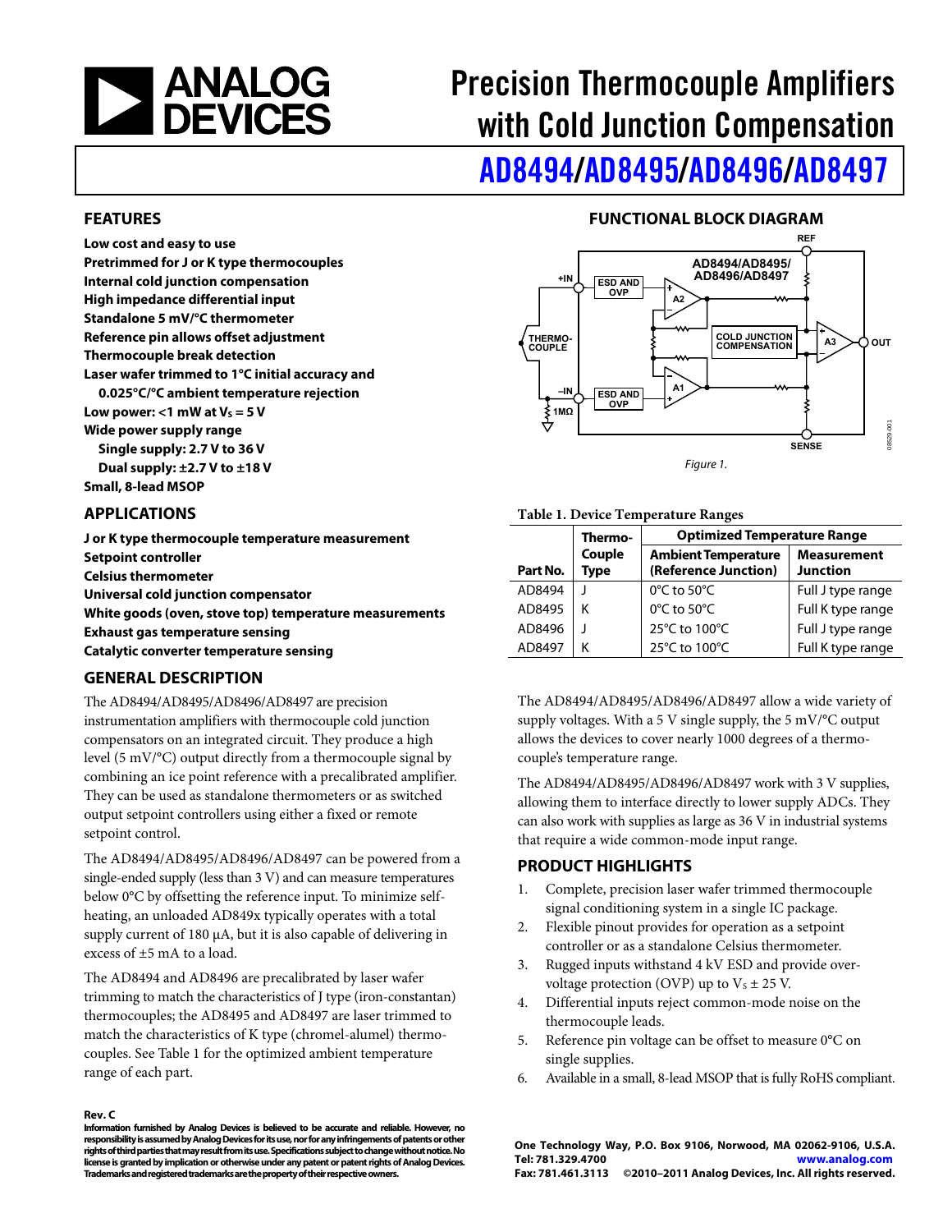# Precision Thermocouple Amplifiers with Cold Junction Compensation

## AD8494/AD8495/AD8496/AD8497

## FEATURES

**Low cost and easy to use**
**Pretrimmed for J or K type thermocouples**
**Internal cold junction compensation**
**High impedance differential input**
**Standalone 5 mV/°C thermometer**
**Reference pin allows offset adjustment**
**Thermocouple break detection**
**Laser wafer trimmed to 1°C initial accuracy and 0.025°C/°C ambient temperature rejection**
**Low power: <1 mW at $V_S$ = 5 V**
**Wide power supply range**
**Single supply: 2.7 V to 36 V**
**Dual supply: ±2.7 V to ±18 V**
**Small, 8-lead MSOP**

## APPLICATIONS

**J or K type thermocouple temperature measurement**
**Setpoint controller**
**Celsius thermometer**
**Universal cold junction compensator**
**White goods (oven, stove top) temperature measurements**
**Exhaust gas temperature sensing**
**Catalytic converter temperature sensing**

## GENERAL DESCRIPTION

The AD8494/AD8495/AD8496/AD8497 are precision instrumentation amplifiers with thermocouple cold junction compensators on an integrated circuit. They produce a high level (5 mV/°C) output directly from a thermocouple signal by combining an ice point reference with a precalibrated amplifier. They can be used as standalone thermometers or as switched output setpoint controllers using either a fixed or remote setpoint control.

The AD8494/AD8495/AD8496/AD8497 can be powered from a single-ended supply (less than 3 V) and can measure temperatures below 0°C by offsetting the reference input. To minimize self-heating, an unloaded AD849x typically operates with a total supply current of 180 μA, but it is also capable of delivering in excess of ±5 mA to a load.

The AD8494 and AD8496 are precalibrated by laser wafer trimming to match the characteristics of J type (iron-constantan) thermocouples; the AD8495 and AD8497 are laser trimmed to match the characteristics of K type (chromel-alumel) thermocouples. See Table 1 for the optimized ambient temperature range of each part.

## FUNCTIONAL BLOCK DIAGRAM

Figure 1.

**Table 1. Device Temperature Ranges**

| Part No. | Thermo-Couple Type | Optimized Temperature Range | |
|---|---|---|---|
| | | Ambient Temperature (Reference Junction) | Measurement Junction |
| AD8494 | J | 0°C to 50°C | Full J type range |
| AD8495 | K | 0°C to 50°C | Full K type range |
| AD8496 | J | 25°C to 100°C | Full J type range |
| AD8497 | K | 25°C to 100°C | Full K type range |

The AD8494/AD8495/AD8496/AD8497 allow a wide variety of supply voltages. With a 5 V single supply, the 5 mV/°C output allows the devices to cover nearly 1000 degrees of a thermocouple's temperature range.

The AD8494/AD8495/AD8496/AD8497 work with 3 V supplies, allowing them to interface directly to lower supply ADCs. They can also work with supplies as large as 36 V in industrial systems that require a wide common-mode input range.

## PRODUCT HIGHLIGHTS

1. Complete, precision laser wafer trimmed thermocouple signal conditioning system in a single IC package.
2. Flexible pinout provides for operation as a setpoint controller or as a standalone Celsius thermometer.
3. Rugged inputs withstand 4 kV ESD and provide overvoltage protection (OVP) up to $V_S$ ± 25 V.
4. Differential inputs reject common-mode noise on the thermocouple leads.
5. Reference pin voltage can be offset to measure 0°C on single supplies.
6. Available in a small, 8-lead MSOP that is fully RoHS compliant.

**Rev. C**
**Information furnished by Analog Devices is believed to be accurate and reliable. However, no responsibility is assumed by Analog Devices for its use, nor for any infringements of patents or other rights of third parties that may result from its use. Specifications subject to change without notice. No license is granted by implication or otherwise under any patent or patent rights of Analog Devices. Trademarks and registered trademarks are the property of their respective owners.**

**One Technology Way, P.O. Box 9106, Norwood, MA 02062-9106, U.S.A.**
**Tel: 781.329.4700 www.analog.com**
**Fax: 781.461.3113 ©2010–2011 Analog Devices, Inc. All rights reserved.**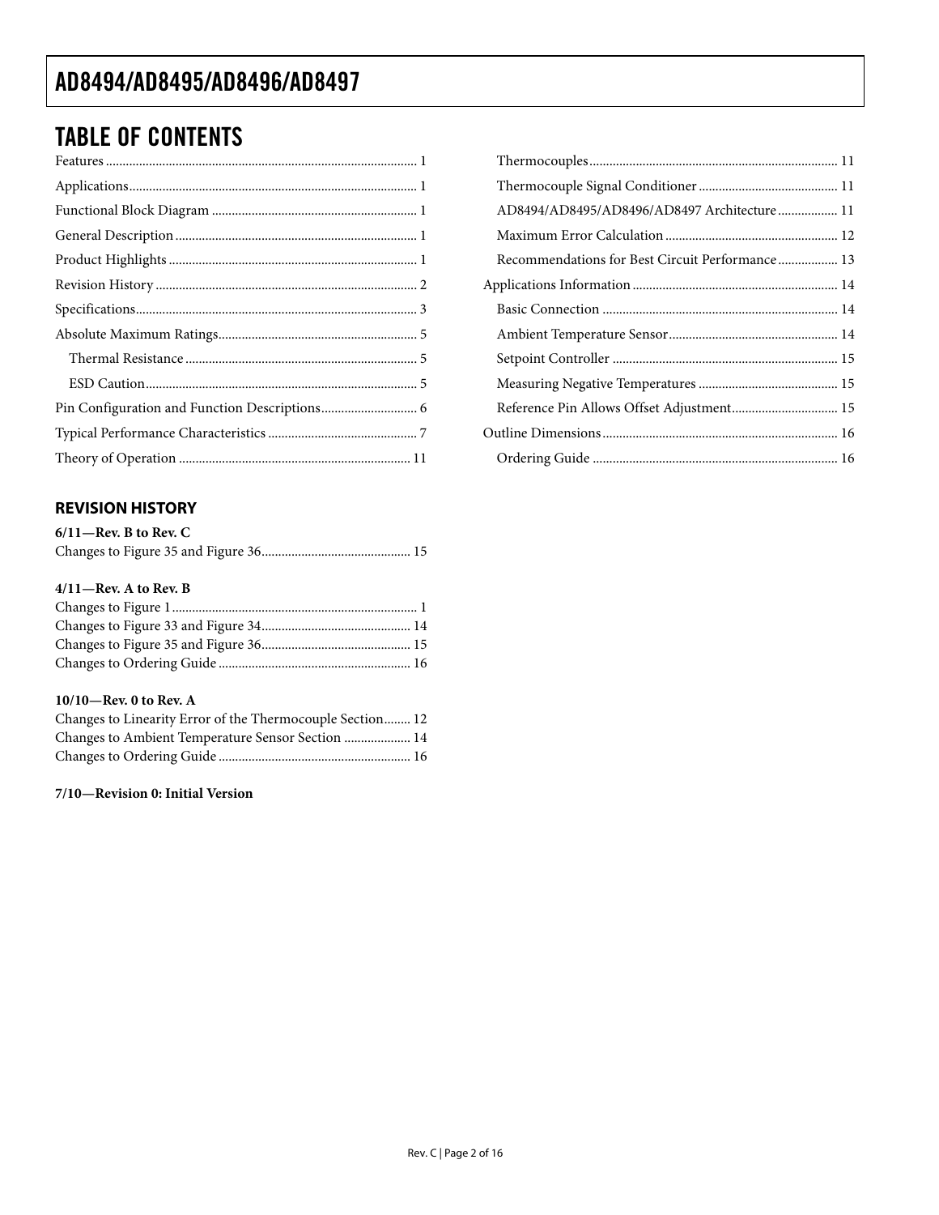## TABLE OF CONTENTS

Features ... 1
Applications ... 1
Functional Block Diagram ... 1
General Description ... 1
Product Highlights ... 1
Revision History ... 2
Specifications ... 3
Absolute Maximum Ratings ... 5
- Thermal Resistance ... 5
- ESD Caution ... 5

Pin Configuration and Function Descriptions ... 6
Typical Performance Characteristics ... 7
Theory of Operation ... 11
- Thermocouples ... 11
- Thermocouple Signal Conditioner ... 11
- AD8494/AD8495/AD8496/AD8497 Architecture ... 11
- Maximum Error Calculation ... 12
- Recommendations for Best Circuit Performance ... 13

Applications Information ... 14
- Basic Connection ... 14
- Ambient Temperature Sensor ... 14
- Setpoint Controller ... 15
- Measuring Negative Temperatures ... 15
- Reference Pin Allows Offset Adjustment ... 15

Outline Dimensions ... 16
- Ordering Guide ... 16

### REVISION HISTORY

**6/11—Rev. B to Rev. C**

Changes to Figure 35 and Figure 36 ... 15

**4/11—Rev. A to Rev. B**

Changes to Figure 1 ... 1
Changes to Figure 33 and Figure 34 ... 14
Changes to Figure 35 and Figure 36 ... 15
Changes to Ordering Guide ... 16

**10/10—Rev. 0 to Rev. A**

Changes to Linearity Error of the Thermocouple Section ... 12
Changes to Ambient Temperature Sensor Section ... 14
Changes to Ordering Guide ... 16

**7/10—Revision 0: Initial Version**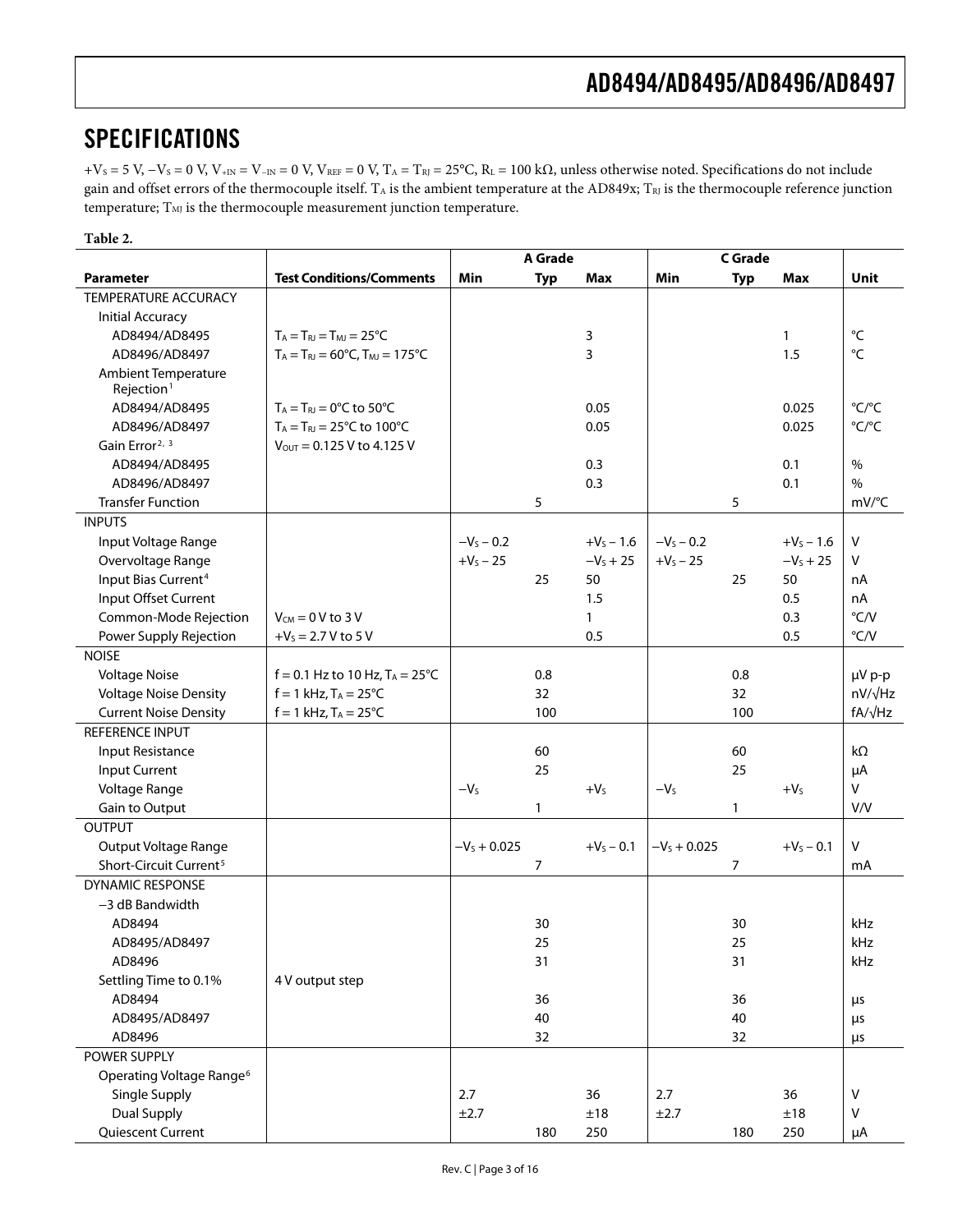## SPECIFICATIONS

$+V_S = 5$ V, $-V_S = 0$ V, $V_{+IN} = V_{-IN} = 0$ V, $V_{REF} = 0$ V, $T_A = T_{RJ} = 25°C$, $R_L = 100$ kΩ, unless otherwise noted. Specifications do not include gain and offset errors of the thermocouple itself. $T_A$ is the ambient temperature at the AD849x; $T_{RJ}$ is the thermocouple reference junction temperature; $T_{MJ}$ is the thermocouple measurement junction temperature.

**Table 2.**

| Parameter | Test Conditions/Comments | A Grade | | | C Grade | | | Unit |
|---|---|---|---|---|---|---|---|---|
| | | Min | Typ | Max | Min | Typ | Max | |
| TEMPERATURE ACCURACY | | | | | | | | |
| Initial Accuracy | | | | | | | | |
| AD8494/AD8495 | $T_A = T_{RJ} = T_{MJ} = 25°C$ | | | 3 | | | 1 | °C |
| AD8496/AD8497 | $T_A = T_{RJ} = 60°C$, $T_{MJ} = 175°C$ | | | 3 | | | 1.5 | °C |
| Ambient Temperature Rejection[1] | | | | | | | | |
| AD8494/AD8495 | $T_A = T_{RJ} = 0°C$ to 50°C | | | 0.05 | | | 0.025 | °C/°C |
| AD8496/AD8497 | $T_A = T_{RJ} = 25°C$ to 100°C | | | 0.05 | | | 0.025 | °C/°C |
| Gain Error[2, 3] | $V_{OUT} = 0.125$ V to 4.125 V | | | | | | | |
| AD8494/AD8495 | | | | 0.3 | | | 0.1 | % |
| AD8496/AD8497 | | | | 0.3 | | | 0.1 | % |
| Transfer Function | | | 5 | | | 5 | | mV/°C |
| INPUTS | | | | | | | | |
| Input Voltage Range | | $-V_S - 0.2$ | | $+V_S - 1.6$ | $-V_S - 0.2$ | | $+V_S - 1.6$ | V |
| Overvoltage Range | | $+V_S - 25$ | | $-V_S + 25$ | $+V_S - 25$ | | $-V_S + 25$ | V |
| Input Bias Current[4] | | | 25 | 50 | | 25 | 50 | nA |
| Input Offset Current | | | | 1.5 | | | 0.5 | nA |
| Common-Mode Rejection | $V_{CM} = 0$ V to 3 V | | | 1 | | | 0.3 | °C/V |
| Power Supply Rejection | $+V_S = 2.7$ V to 5 V | | | 0.5 | | | 0.5 | °C/V |
| NOISE | | | | | | | | |
| Voltage Noise | f = 0.1 Hz to 10 Hz, $T_A = 25°C$ | | 0.8 | | | 0.8 | | μV p-p |
| Voltage Noise Density | f = 1 kHz, $T_A = 25°C$ | | 32 | | | 32 | | nV/√Hz |
| Current Noise Density | f = 1 kHz, $T_A = 25°C$ | | 100 | | | 100 | | fA/√Hz |
| REFERENCE INPUT | | | | | | | | |
| Input Resistance | | | 60 | | | 60 | | kΩ |
| Input Current | | | 25 | | | 25 | | μA |
| Voltage Range | | $-V_S$ | | $+V_S$ | $-V_S$ | | $+V_S$ | V |
| Gain to Output | | | 1 | | | 1 | | V/V |
| OUTPUT | | | | | | | | |
| Output Voltage Range | | $-V_S + 0.025$ | | $+V_S - 0.1$ | $-V_S + 0.025$ | | $+V_S - 0.1$ | V |
| Short-Circuit Current[5] | | | 7 | | | 7 | | mA |
| DYNAMIC RESPONSE | | | | | | | | |
| −3 dB Bandwidth | | | | | | | | |
| AD8494 | | | 30 | | | 30 | | kHz |
| AD8495/AD8497 | | | 25 | | | 25 | | kHz |
| AD8496 | | | 31 | | | 31 | | kHz |
| Settling Time to 0.1% | 4 V output step | | | | | | | |
| AD8494 | | | 36 | | | 36 | | μs |
| AD8495/AD8497 | | | 40 | | | 40 | | μs |
| AD8496 | | | 32 | | | 32 | | μs |
| POWER SUPPLY | | | | | | | | |
| Operating Voltage Range[6] | | | | | | | | |
| Single Supply | | 2.7 | | 36 | 2.7 | | 36 | V |
| Dual Supply | | ±2.7 | | ±18 | ±2.7 | | ±18 | V |
| Quiescent Current | | | 180 | 250 | | 180 | 250 | μA |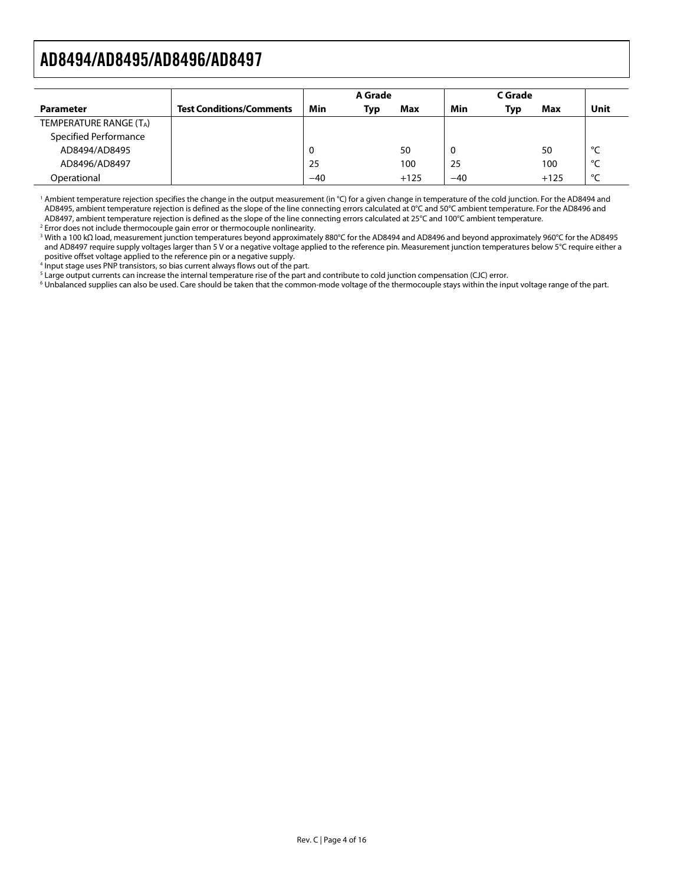| Parameter | Test Conditions/Comments | A Grade | | | C Grade | | | Unit |
|---|---|---|---|---|---|---|---|---|
| | | Min | Typ | Max | Min | Typ | Max | |
| TEMPERATURE RANGE ($T_A$) | | | | | | | | |
| Specified Performance | | | | | | | | |
| AD8494/AD8495 | | 0 | | 50 | 0 | | 50 | °C |
| AD8496/AD8497 | | 25 | | 100 | 25 | | 100 | °C |
| Operational | | −40 | | +125 | −40 | | +125 | °C |

[1] Ambient temperature rejection specifies the change in the output measurement (in °C) for a given change in temperature of the cold junction. For the AD8494 and AD8495, ambient temperature rejection is defined as the slope of the line connecting errors calculated at 0°C and 50°C ambient temperature. For the AD8496 and AD8497, ambient temperature rejection is defined as the slope of the line connecting errors calculated at 25°C and 100°C ambient temperature.
[2] Error does not include thermocouple gain error or thermocouple nonlinearity.
[3] With a 100 kΩ load, measurement junction temperatures beyond approximately 880°C for the AD8494 and AD8496 and beyond approximately 960°C for the AD8495 and AD8497 require supply voltages larger than 5 V or a negative voltage applied to the reference pin. Measurement junction temperatures below 5°C require either a positive offset voltage applied to the reference pin or a negative supply.
[4] Input stage uses PNP transistors, so bias current always flows out of the part.
[5] Large output currents can increase the internal temperature rise of the part and contribute to cold junction compensation (CJC) error.
[6] Unbalanced supplies can also be used. Care should be taken that the common-mode voltage of the thermocouple stays within the input voltage range of the part.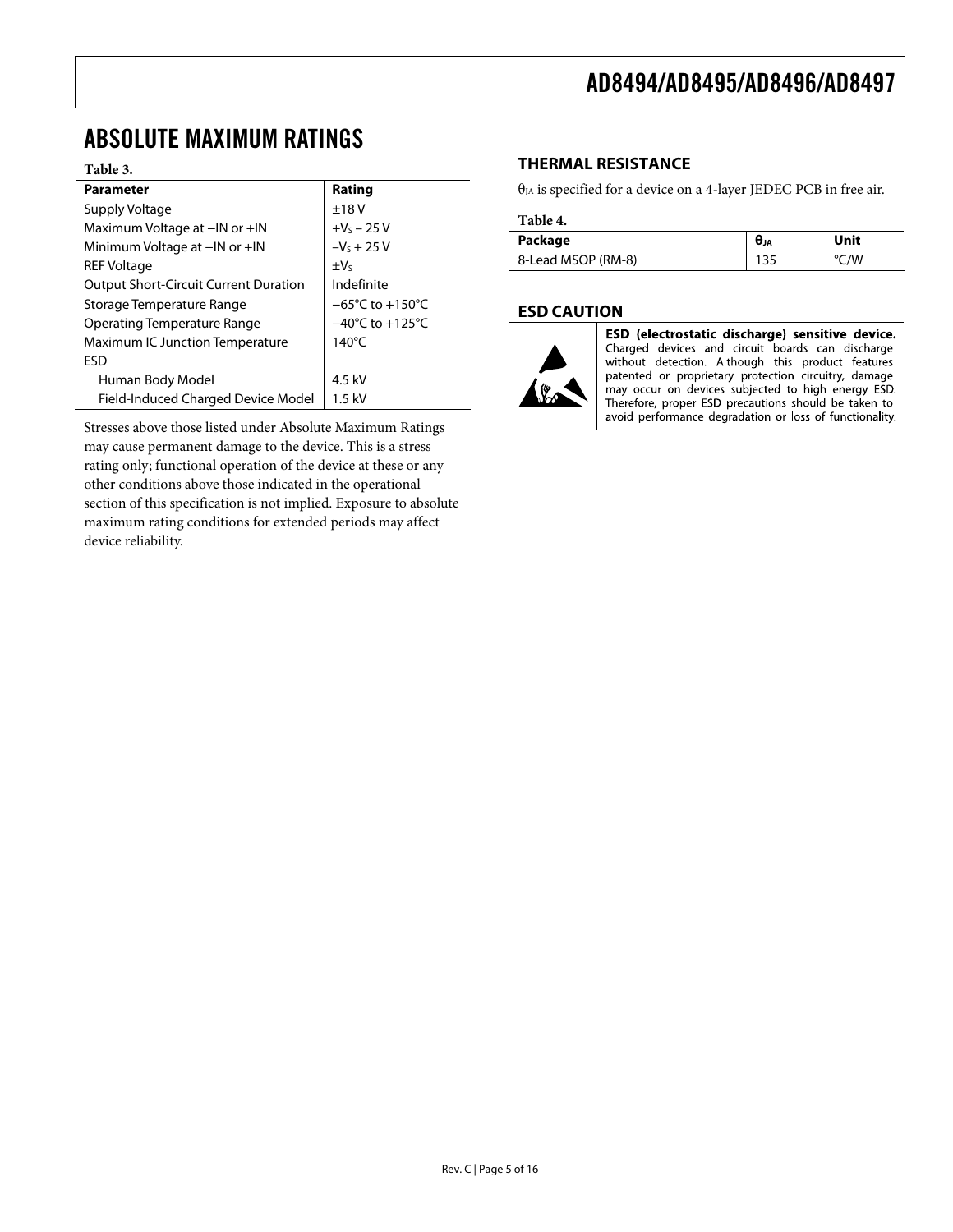## ABSOLUTE MAXIMUM RATINGS

**Table 3.**

| Parameter | Rating |
|---|---|
| Supply Voltage | ±18 V |
| Maximum Voltage at −IN or +IN | $+V_S - 25$ V |
| Minimum Voltage at −IN or +IN | $-V_S + 25$ V |
| REF Voltage | $\pm V_S$ |
| Output Short-Circuit Current Duration | Indefinite |
| Storage Temperature Range | −65°C to +150°C |
| Operating Temperature Range | −40°C to +125°C |
| Maximum IC Junction Temperature | 140°C |
| ESD | |
| Human Body Model | 4.5 kV |
| Field-Induced Charged Device Model | 1.5 kV |

Stresses above those listed under Absolute Maximum Ratings may cause permanent damage to the device. This is a stress rating only; functional operation of the device at these or any other conditions above those indicated in the operational section of this specification is not implied. Exposure to absolute maximum rating conditions for extended periods may affect device reliability.

### THERMAL RESISTANCE

$\theta_{JA}$ is specified for a device on a 4-layer JEDEC PCB in free air.

**Table 4.**

| Package | $\theta_{JA}$ | Unit |
|---|---|---|
| 8-Lead MSOP (RM-8) | 135 | °C/W |

### ESD CAUTION

**ESD (electrostatic discharge) sensitive device.** Charged devices and circuit boards can discharge without detection. Although this product features patented or proprietary protection circuitry, damage may occur on devices subjected to high energy ESD. Therefore, proper ESD precautions should be taken to avoid performance degradation or loss of functionality.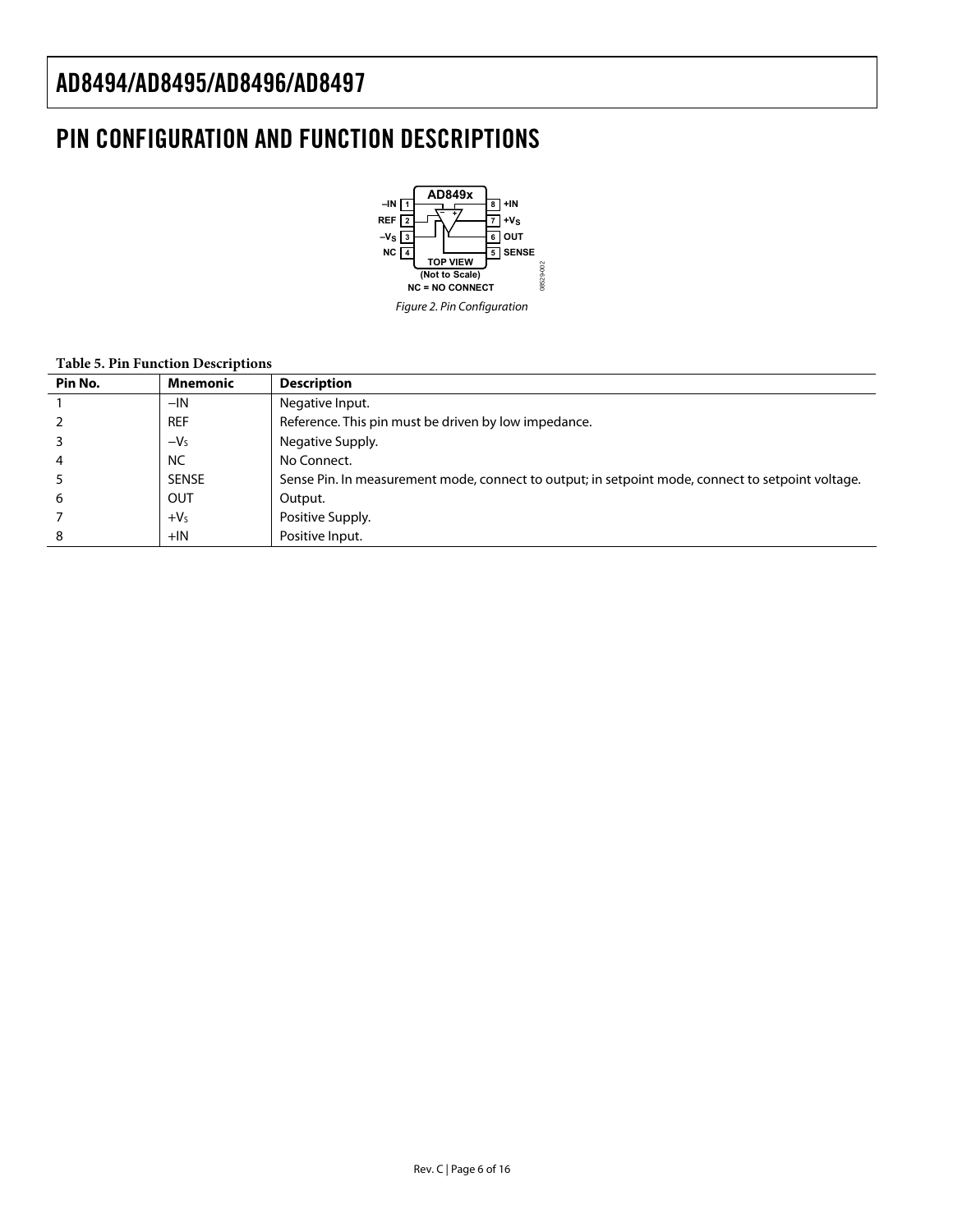# PIN CONFIGURATION AND FUNCTION DESCRIPTIONS

Figure 2. Pin Configuration

**Table 5. Pin Function Descriptions**

| Pin No. | Mnemonic | Description |
|---|---|---|
| 1 | −IN | Negative Input. |
| 2 | REF | Reference. This pin must be driven by low impedance. |
| 3 | $-V_S$ | Negative Supply. |
| 4 | NC | No Connect. |
| 5 | SENSE | Sense Pin. In measurement mode, connect to output; in setpoint mode, connect to setpoint voltage. |
| 6 | OUT | Output. |
| 7 | $+V_S$ | Positive Supply. |
| 8 | +IN | Positive Input. |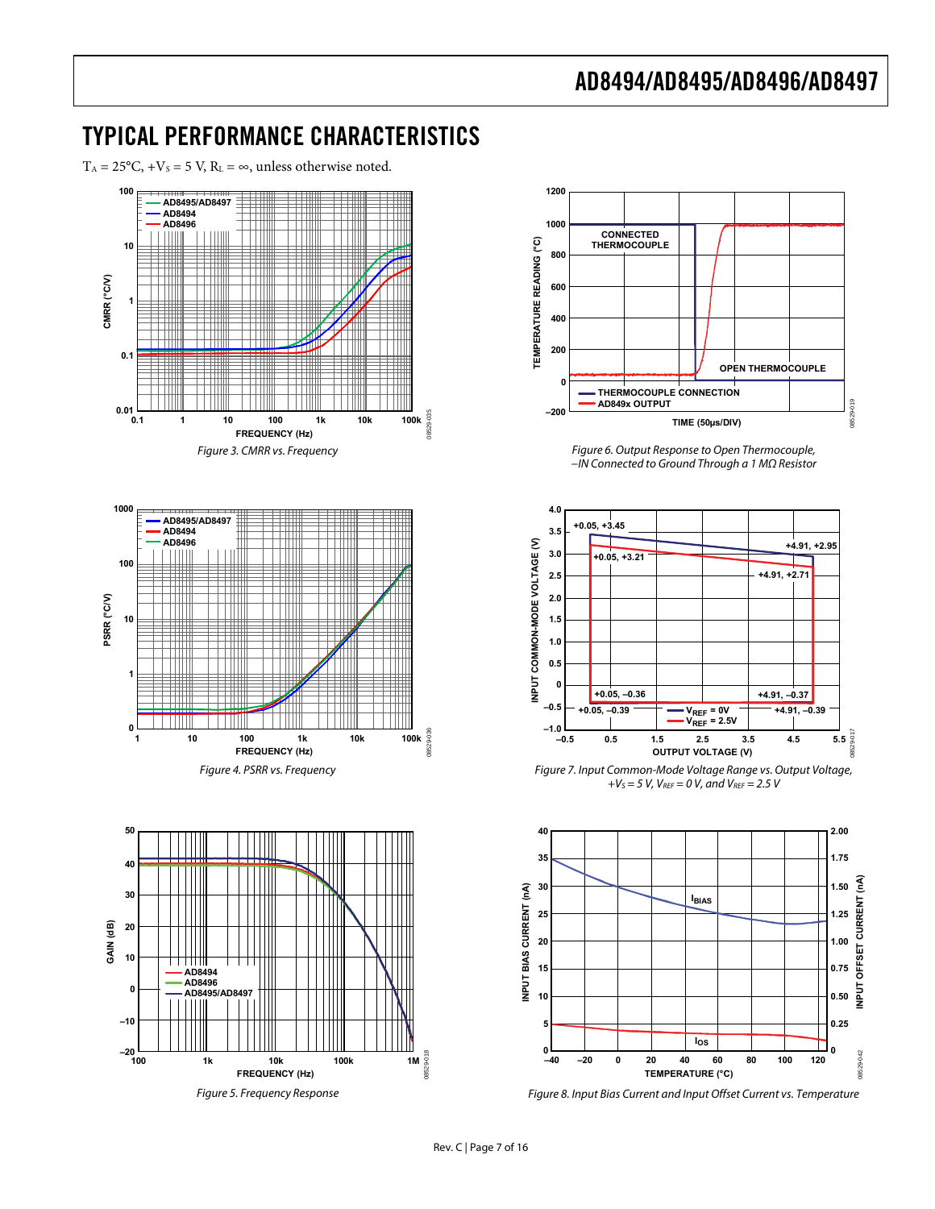# TYPICAL PERFORMANCE CHARACTERISTICS

$T_A$ = 25°C, $+V_S$ = 5 V, $R_L$ = ∞, unless otherwise noted.

*Figure 3. CMRR vs. Frequency*

*Figure 4. PSRR vs. Frequency*

*Figure 5. Frequency Response*

*Figure 6. Output Response to Open Thermocouple, –IN Connected to Ground Through a 1 MΩ Resistor*

*Figure 7. Input Common-Mode Voltage Range vs. Output Voltage, $+V_S$ = 5 V, $V_{REF}$ = 0 V, and $V_{REF}$ = 2.5 V*

*Figure 8. Input Bias Current and Input Offset Current vs. Temperature*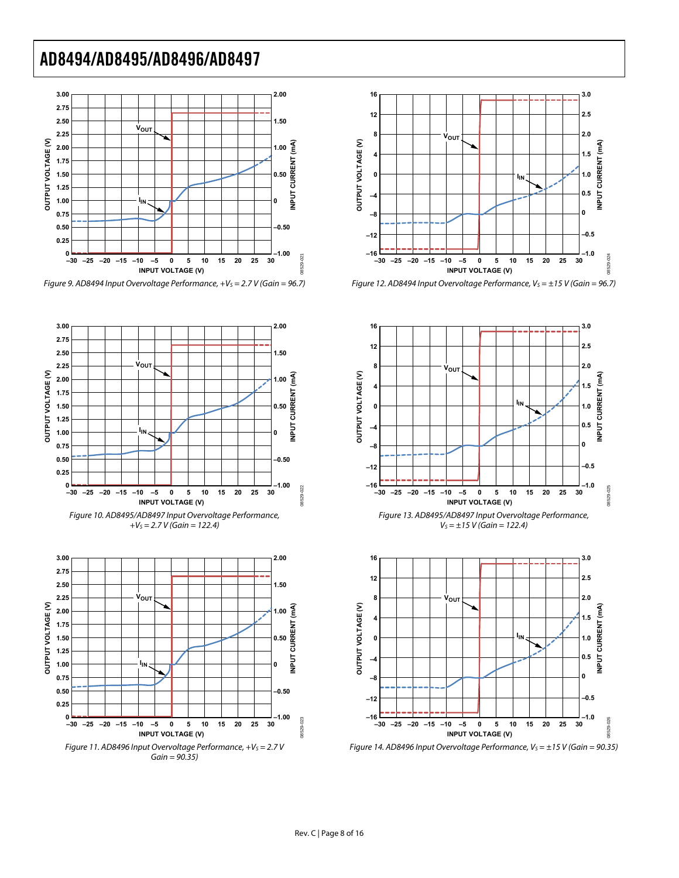Figure 9. AD8494 Input Overvoltage Performance, $+V_S = 2.7$ V (Gain = 96.7)

Figure 12. AD8494 Input Overvoltage Performance, $V_S = \pm15$ V (Gain = 96.7)

Figure 10. AD8495/AD8497 Input Overvoltage Performance, $+V_S = 2.7$ V (Gain = 122.4)

Figure 13. AD8495/AD8497 Input Overvoltage Performance, $V_S = \pm15$ V (Gain = 122.4)

Figure 11. AD8496 Input Overvoltage Performance, $+V_S = 2.7$ V Gain = 90.35)

Figure 14. AD8496 Input Overvoltage Performance, $V_S = \pm15$ V (Gain = 90.35)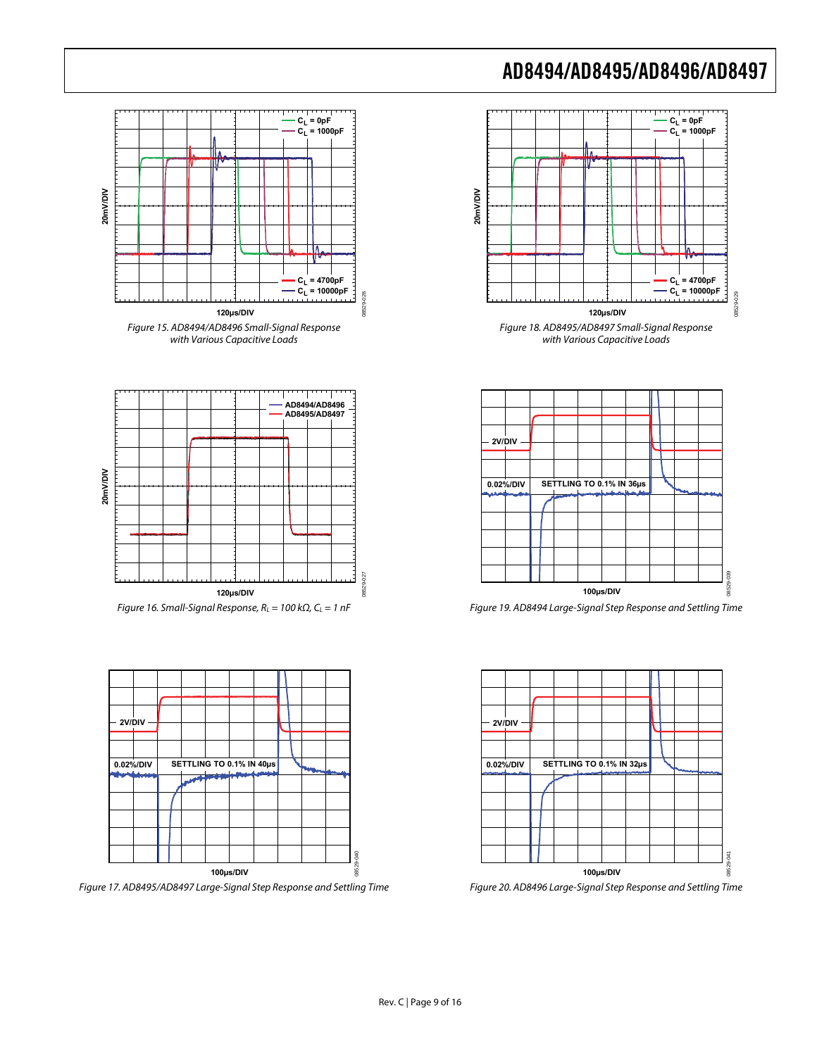Figure 15. AD8494/AD8496 Small-Signal Response with Various Capacitive Loads

Figure 16. Small-Signal Response, $R_L = 100\ k\Omega$, $C_L = 1\ nF$

Figure 17. AD8495/AD8497 Large-Signal Step Response and Settling Time

Figure 18. AD8495/AD8497 Small-Signal Response with Various Capacitive Loads

Figure 19. AD8494 Large-Signal Step Response and Settling Time

Figure 20. AD8496 Large-Signal Step Response and Settling Time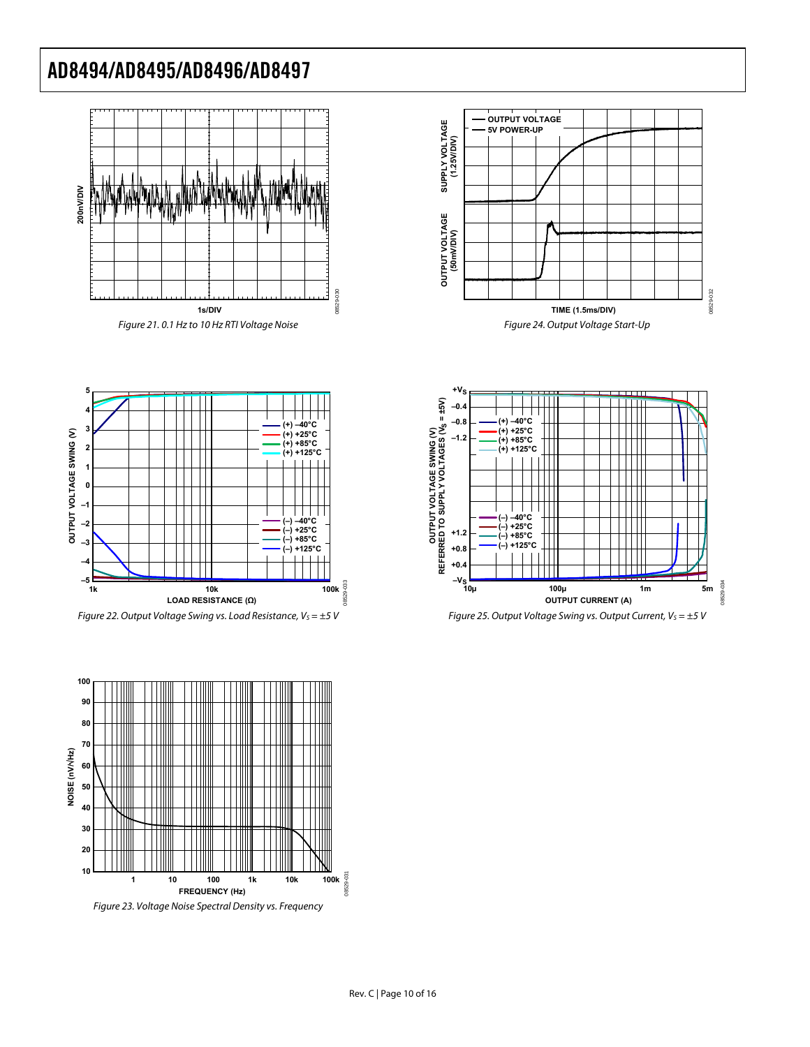Figure 21. 0.1 Hz to 10 Hz RTI Voltage Noise

Figure 22. Output Voltage Swing vs. Load Resistance, $V_S = \pm 5$ V

Figure 23. Voltage Noise Spectral Density vs. Frequency

Figure 24. Output Voltage Start-Up

Figure 25. Output Voltage Swing vs. Output Current, $V_S = \pm 5$ V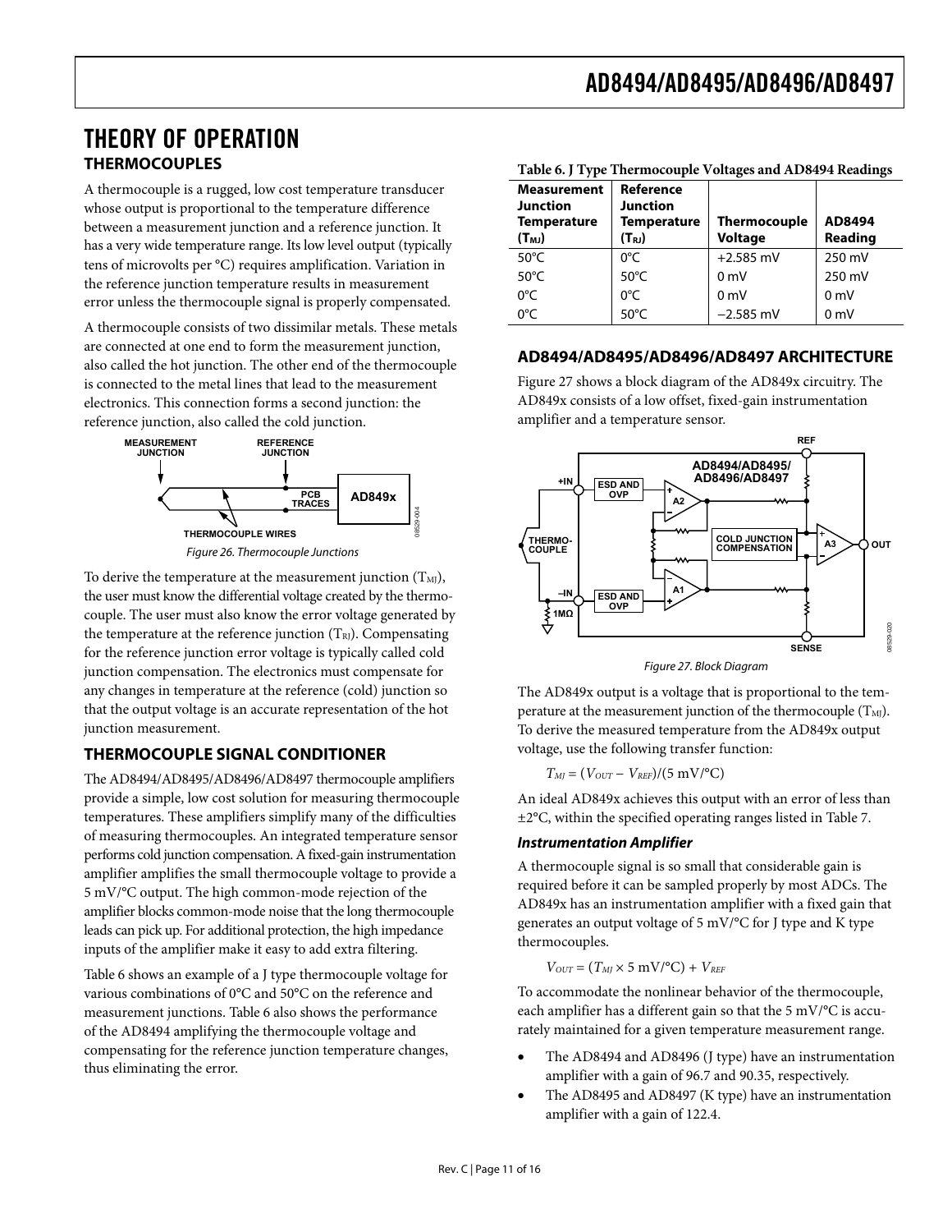# THEORY OF OPERATION

## THERMOCOUPLES

A thermocouple is a rugged, low cost temperature transducer whose output is proportional to the temperature difference between a measurement junction and a reference junction. It has a very wide temperature range. Its low level output (typically tens of microvolts per °C) requires amplification. Variation in the reference junction temperature results in measurement error unless the thermocouple signal is properly compensated.

A thermocouple consists of two dissimilar metals. These metals are connected at one end to form the measurement junction, also called the hot junction. The other end of the thermocouple is connected to the metal lines that lead to the measurement electronics. This connection forms a second junction: the reference junction, also called the cold junction.

*Figure 26. Thermocouple Junctions*

To derive the temperature at the measurement junction ($T_{MJ}$), the user must know the differential voltage created by the thermocouple. The user must also know the error voltage generated by the temperature at the reference junction ($T_{RJ}$). Compensating for the reference junction error voltage is typically called cold junction compensation. The electronics must compensate for any changes in temperature at the reference (cold) junction so that the output voltage is an accurate representation of the hot junction measurement.

## THERMOCOUPLE SIGNAL CONDITIONER

The AD8494/AD8495/AD8496/AD8497 thermocouple amplifiers provide a simple, low cost solution for measuring thermocouple temperatures. These amplifiers simplify many of the difficulties of measuring thermocouples. An integrated temperature sensor performs cold junction compensation. A fixed-gain instrumentation amplifier amplifies the small thermocouple voltage to provide a 5 mV/°C output. The high common-mode rejection of the amplifier blocks common-mode noise that the long thermocouple leads can pick up. For additional protection, the high impedance inputs of the amplifier make it easy to add extra filtering.

Table 6 shows an example of a J type thermocouple voltage for various combinations of 0°C and 50°C on the reference and measurement junctions. Table 6 also shows the performance of the AD8494 amplifying the thermocouple voltage and compensating for the reference junction temperature changes, thus eliminating the error.

**Table 6. J Type Thermocouple Voltages and AD8494 Readings**

| Measurement Junction Temperature ($T_{MJ}$) | Reference Junction Temperature ($T_{RJ}$) | Thermocouple Voltage | AD8494 Reading |
|---|---|---|---|
| 50°C | 0°C | +2.585 mV | 250 mV |
| 50°C | 50°C | 0 mV | 250 mV |
| 0°C | 0°C | 0 mV | 0 mV |
| 0°C | 50°C | −2.585 mV | 0 mV |

## AD8494/AD8495/AD8496/AD8497 ARCHITECTURE

Figure 27 shows a block diagram of the AD849x circuitry. The AD849x consists of a low offset, fixed-gain instrumentation amplifier and a temperature sensor.

*Figure 27. Block Diagram*

The AD849x output is a voltage that is proportional to the temperature at the measurement junction of the thermocouple ($T_{MJ}$). To derive the measured temperature from the AD849x output voltage, use the following transfer function:

$$T_{MJ} = (V_{OUT} - V_{REF})/(5\ \text{mV/°C})$$

An ideal AD849x achieves this output with an error of less than ±2°C, within the specified operating ranges listed in Table 7.

### *Instrumentation Amplifier*

A thermocouple signal is so small that considerable gain is required before it can be sampled properly by most ADCs. The AD849x has an instrumentation amplifier with a fixed gain that generates an output voltage of 5 mV/°C for J type and K type thermocouples.

$$V_{OUT} = (T_{MJ} \times 5\ \text{mV/°C}) + V_{REF}$$

To accommodate the nonlinear behavior of the thermocouple, each amplifier has a different gain so that the 5 mV/°C is accurately maintained for a given temperature measurement range.

- The AD8494 and AD8496 (J type) have an instrumentation amplifier with a gain of 96.7 and 90.35, respectively.
- The AD8495 and AD8497 (K type) have an instrumentation amplifier with a gain of 122.4.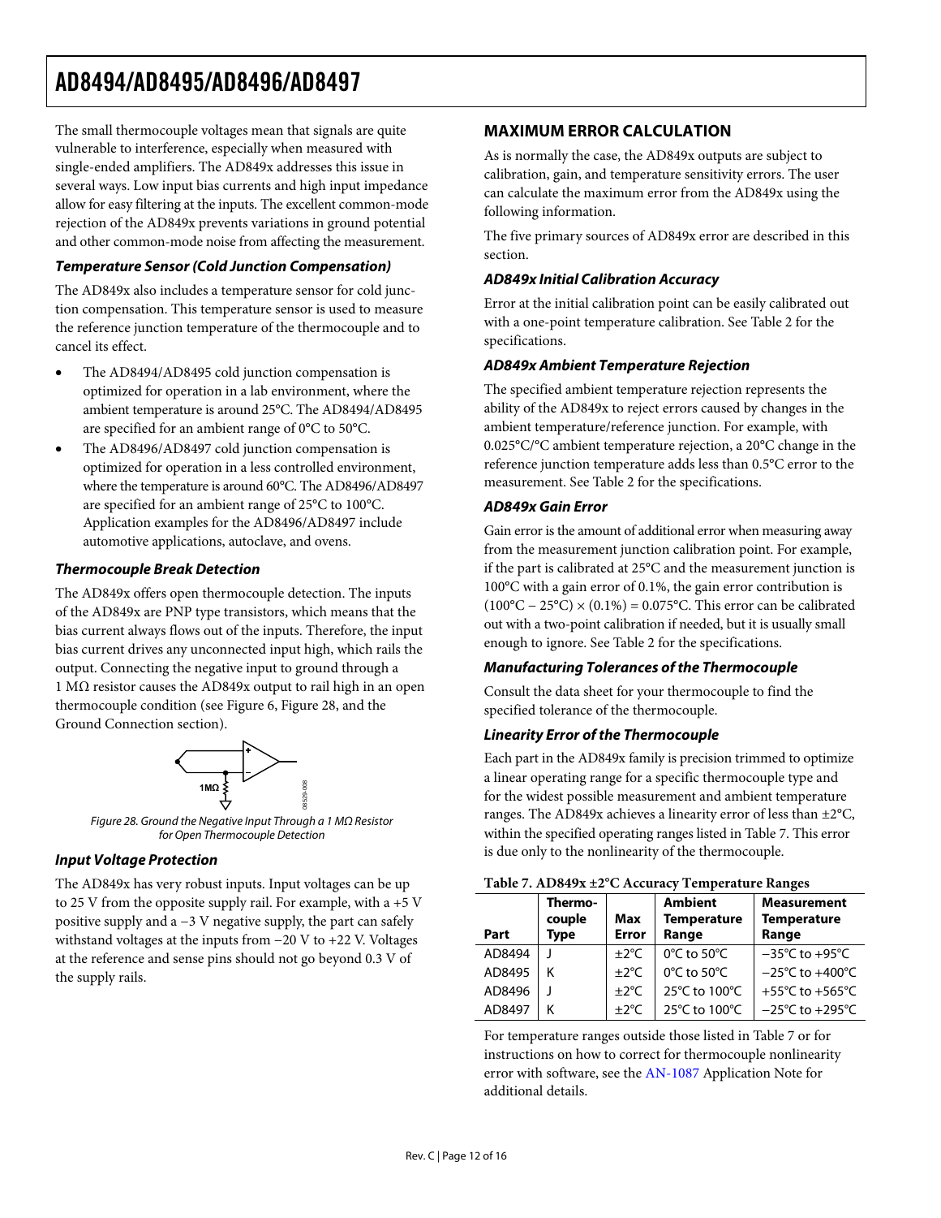The small thermocouple voltages mean that signals are quite vulnerable to interference, especially when measured with single-ended amplifiers. The AD849x addresses this issue in several ways. Low input bias currents and high input impedance allow for easy filtering at the inputs. The excellent common-mode rejection of the AD849x prevents variations in ground potential and other common-mode noise from affecting the measurement.

### *Temperature Sensor (Cold Junction Compensation)*

The AD849x also includes a temperature sensor for cold junction compensation. This temperature sensor is used to measure the reference junction temperature of the thermocouple and to cancel its effect.

- The AD8494/AD8495 cold junction compensation is optimized for operation in a lab environment, where the ambient temperature is around 25°C. The AD8494/AD8495 are specified for an ambient range of 0°C to 50°C.
- The AD8496/AD8497 cold junction compensation is optimized for operation in a less controlled environment, where the temperature is around 60°C. The AD8496/AD8497 are specified for an ambient range of 25°C to 100°C. Application examples for the AD8496/AD8497 include automotive applications, autoclave, and ovens.

### *Thermocouple Break Detection*

The AD849x offers open thermocouple detection. The inputs of the AD849x are PNP type transistors, which means that the bias current always flows out of the inputs. Therefore, the input bias current drives any unconnected input high, which rails the output. Connecting the negative input to ground through a 1 MΩ resistor causes the AD849x output to rail high in an open thermocouple condition (see Figure 6, Figure 28, and the Ground Connection section).

*Figure 28. Ground the Negative Input Through a 1 MΩ Resistor for Open Thermocouple Detection*

### *Input Voltage Protection*

The AD849x has very robust inputs. Input voltages can be up to 25 V from the opposite supply rail. For example, with a +5 V positive supply and a −3 V negative supply, the part can safely withstand voltages at the inputs from −20 V to +22 V. Voltages at the reference and sense pins should not go beyond 0.3 V of the supply rails.

## MAXIMUM ERROR CALCULATION

As is normally the case, the AD849x outputs are subject to calibration, gain, and temperature sensitivity errors. The user can calculate the maximum error from the AD849x using the following information.

The five primary sources of AD849x error are described in this section.

### *AD849x Initial Calibration Accuracy*

Error at the initial calibration point can be easily calibrated out with a one-point temperature calibration. See Table 2 for the specifications.

### *AD849x Ambient Temperature Rejection*

The specified ambient temperature rejection represents the ability of the AD849x to reject errors caused by changes in the ambient temperature/reference junction. For example, with 0.025°C/°C ambient temperature rejection, a 20°C change in the reference junction temperature adds less than 0.5°C error to the measurement. See Table 2 for the specifications.

### *AD849x Gain Error*

Gain error is the amount of additional error when measuring away from the measurement junction calibration point. For example, if the part is calibrated at 25°C and the measurement junction is 100°C with a gain error of 0.1%, the gain error contribution is $(100°C - 25°C) \times (0.1\%) = 0.075°C$. This error can be calibrated out with a two-point calibration if needed, but it is usually small enough to ignore. See Table 2 for the specifications.

### *Manufacturing Tolerances of the Thermocouple*

Consult the data sheet for your thermocouple to find the specified tolerance of the thermocouple.

### *Linearity Error of the Thermocouple*

Each part in the AD849x family is precision trimmed to optimize a linear operating range for a specific thermocouple type and for the widest possible measurement and ambient temperature ranges. The AD849x achieves a linearity error of less than ±2°C, within the specified operating ranges listed in Table 7. This error is due only to the nonlinearity of the thermocouple.

**Table 7. AD849x ±2°C Accuracy Temperature Ranges**

| Part | Thermocouple Type | Max Error | Ambient Temperature Range | Measurement Temperature Range |
|---|---|---|---|---|
| AD8494 | J | ±2°C | 0°C to 50°C | −35°C to +95°C |
| AD8495 | K | ±2°C | 0°C to 50°C | −25°C to +400°C |
| AD8496 | J | ±2°C | 25°C to 100°C | +55°C to +565°C |
| AD8497 | K | ±2°C | 25°C to 100°C | −25°C to +295°C |

For temperature ranges outside those listed in Table 7 or for instructions on how to correct for thermocouple nonlinearity error with software, see the AN-1087 Application Note for additional details.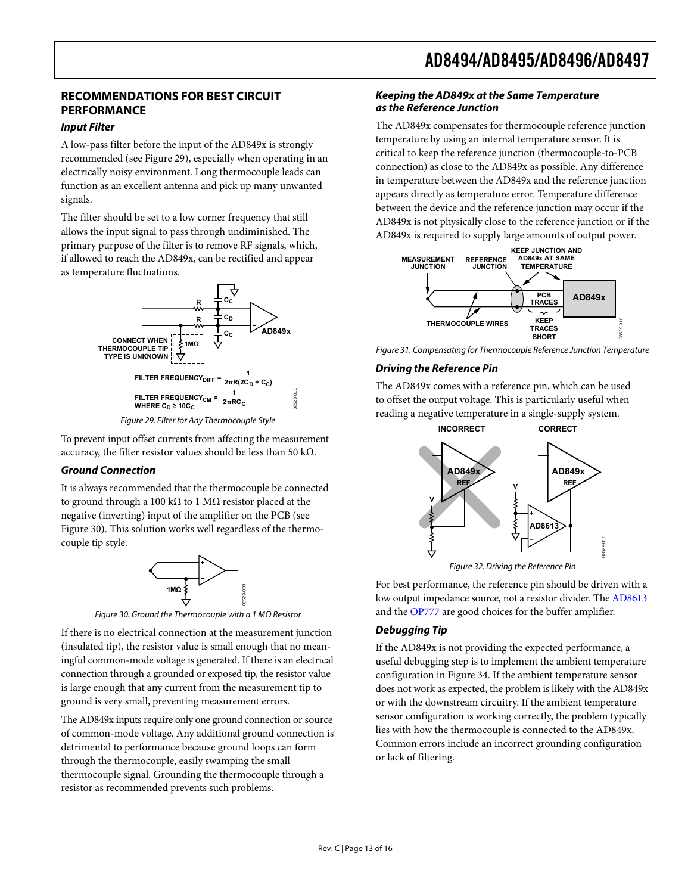## RECOMMENDATIONS FOR BEST CIRCUIT PERFORMANCE

### *Input Filter*

A low-pass filter before the input of the AD849x is strongly recommended (see Figure 29), especially when operating in an electrically noisy environment. Long thermocouple leads can function as an excellent antenna and pick up many unwanted signals.

The filter should be set to a low corner frequency that still allows the input signal to pass through undiminished. The primary purpose of the filter is to remove RF signals, which, if allowed to reach the AD849x, can be rectified and appear as temperature fluctuations.

$$\text{FILTER FREQUENCY}_{DIFF} = \frac{1}{2\pi R(2C_D + C_C)}$$

$$\text{FILTER FREQUENCY}_{CM} = \frac{1}{2\pi RC_C}$$

WHERE $C_D \geq 10C_C$

Figure 29. Filter for Any Thermocouple Style

To prevent input offset currents from affecting the measurement accuracy, the filter resistor values should be less than 50 kΩ.

### *Ground Connection*

It is always recommended that the thermocouple be connected to ground through a 100 kΩ to 1 MΩ resistor placed at the negative (inverting) input of the amplifier on the PCB (see Figure 30). This solution works well regardless of the thermocouple tip style.

Figure 30. Ground the Thermocouple with a 1 MΩ Resistor

If there is no electrical connection at the measurement junction (insulated tip), the resistor value is small enough that no meaningful common-mode voltage is generated. If there is an electrical connection through a grounded or exposed tip, the resistor value is large enough that any current from the measurement tip to ground is very small, preventing measurement errors.

The AD849x inputs require only one ground connection or source of common-mode voltage. Any additional ground connection is detrimental to performance because ground loops can form through the thermocouple, easily swamping the small thermocouple signal. Grounding the thermocouple through a resistor as recommended prevents such problems.

### *Keeping the AD849x at the Same Temperature as the Reference Junction*

The AD849x compensates for thermocouple reference junction temperature by using an internal temperature sensor. It is critical to keep the reference junction (thermocouple-to-PCB connection) as close to the AD849x as possible. Any difference in temperature between the AD849x and the reference junction appears directly as temperature error. Temperature difference between the device and the reference junction may occur if the AD849x is not physically close to the reference junction or if the AD849x is required to supply large amounts of output power.

Figure 31. Compensating for Thermocouple Reference Junction Temperature

### *Driving the Reference Pin*

The AD849x comes with a reference pin, which can be used to offset the output voltage. This is particularly useful when reading a negative temperature in a single-supply system.

Figure 32. Driving the Reference Pin

For best performance, the reference pin should be driven with a low output impedance source, not a resistor divider. The AD8613 and the OP777 are good choices for the buffer amplifier.

### *Debugging Tip*

If the AD849x is not providing the expected performance, a useful debugging step is to implement the ambient temperature configuration in Figure 34. If the ambient temperature sensor does not work as expected, the problem is likely with the AD849x or with the downstream circuitry. If the ambient temperature sensor configuration is working correctly, the problem typically lies with how the thermocouple is connected to the AD849x. Common errors include an incorrect grounding configuration or lack of filtering.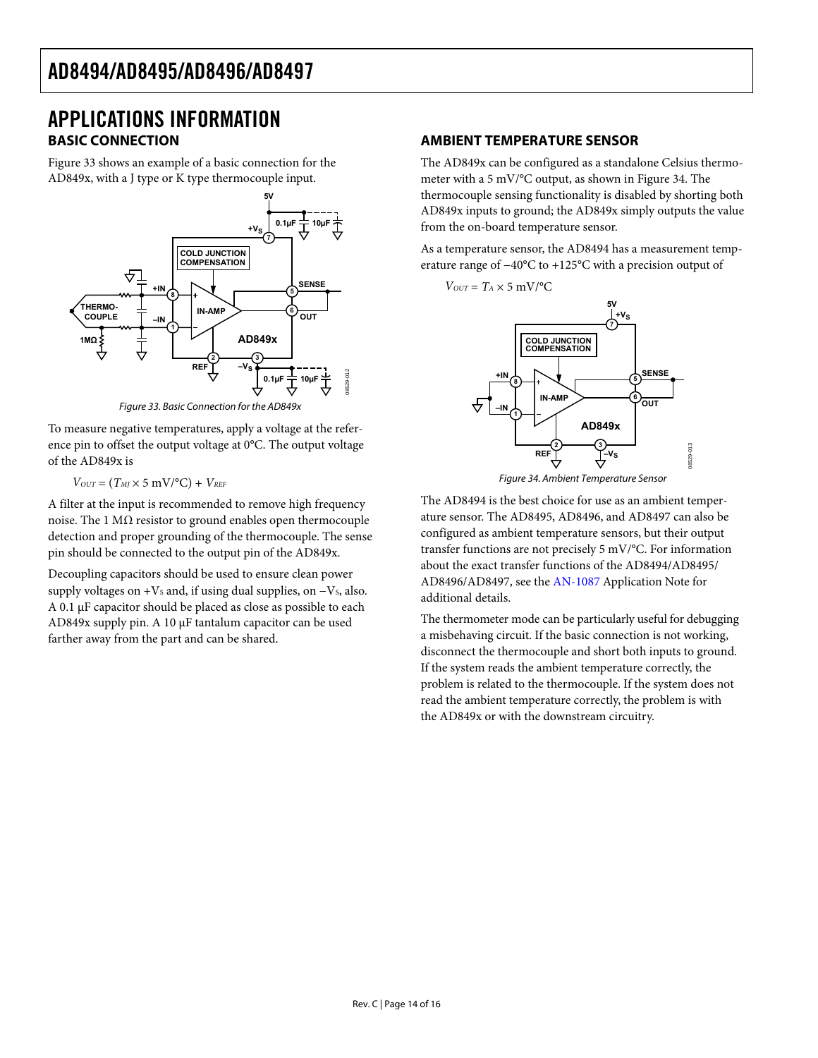# APPLICATIONS INFORMATION

## BASIC CONNECTION

Figure 33 shows an example of a basic connection for the AD849x, with a J type or K type thermocouple input.

Figure 33. Basic Connection for the AD849x

To measure negative temperatures, apply a voltage at the reference pin to offset the output voltage at 0°C. The output voltage of the AD849x is

$$V_{OUT} = (T_{MJ} \times 5 \text{ mV/°C}) + V_{REF}$$

A filter at the input is recommended to remove high frequency noise. The 1 MΩ resistor to ground enables open thermocouple detection and proper grounding of the thermocouple. The sense pin should be connected to the output pin of the AD849x.

Decoupling capacitors should be used to ensure clean power supply voltages on $+V_S$ and, if using dual supplies, on $−V_S$, also. A 0.1 µF capacitor should be placed as close as possible to each AD849x supply pin. A 10 µF tantalum capacitor can be used farther away from the part and can be shared.

## AMBIENT TEMPERATURE SENSOR

The AD849x can be configured as a standalone Celsius thermometer with a 5 mV/°C output, as shown in Figure 34. The thermocouple sensing functionality is disabled by shorting both AD849x inputs to ground; the AD849x simply outputs the value from the on-board temperature sensor.

As a temperature sensor, the AD8494 has a measurement temperature range of −40°C to +125°C with a precision output of

$$V_{OUT} = T_A \times 5 \text{ mV/°C}$$

Figure 34. Ambient Temperature Sensor

The AD8494 is the best choice for use as an ambient temperature sensor. The AD8495, AD8496, and AD8497 can also be configured as ambient temperature sensors, but their output transfer functions are not precisely 5 mV/°C. For information about the exact transfer functions of the AD8494/AD8495/AD8496/AD8497, see the AN-1087 Application Note for additional details.

The thermometer mode can be particularly useful for debugging a misbehaving circuit. If the basic connection is not working, disconnect the thermocouple and short both inputs to ground. If the system reads the ambient temperature correctly, the problem is related to the thermocouple. If the system does not read the ambient temperature correctly, the problem is with the AD849x or with the downstream circuitry.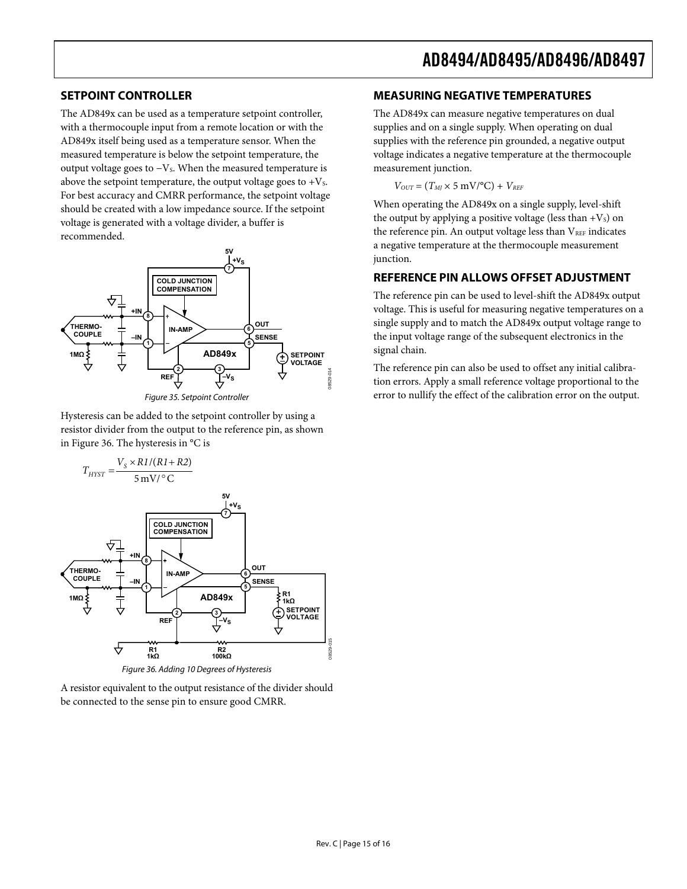## SETPOINT CONTROLLER

The AD849x can be used as a temperature setpoint controller, with a thermocouple input from a remote location or with the AD849x itself being used as a temperature sensor. When the measured temperature is below the setpoint temperature, the output voltage goes to $-V_S$. When the measured temperature is above the setpoint temperature, the output voltage goes to $+V_S$. For best accuracy and CMRR performance, the setpoint voltage should be created with a low impedance source. If the setpoint voltage is generated with a voltage divider, a buffer is recommended.

Figure 35. Setpoint Controller

Hysteresis can be added to the setpoint controller by using a resistor divider from the output to the reference pin, as shown in Figure 36. The hysteresis in °C is

$$T_{HYST} = \frac{V_S \times R1/(R1 + R2)}{5\,\text{mV}/°\text{C}}$$

Figure 36. Adding 10 Degrees of Hysteresis

A resistor equivalent to the output resistance of the divider should be connected to the sense pin to ensure good CMRR.

## MEASURING NEGATIVE TEMPERATURES

The AD849x can measure negative temperatures on dual supplies and on a single supply. When operating on dual supplies with the reference pin grounded, a negative output voltage indicates a negative temperature at the thermocouple measurement junction.

$$V_{OUT} = (T_{MJ} \times 5\,\text{mV}/°\text{C}) + V_{REF}$$

When operating the AD849x on a single supply, level-shift the output by applying a positive voltage (less than $+V_S$) on the reference pin. An output voltage less than $V_{REF}$ indicates a negative temperature at the thermocouple measurement junction.

## REFERENCE PIN ALLOWS OFFSET ADJUSTMENT

The reference pin can be used to level-shift the AD849x output voltage. This is useful for measuring negative temperatures on a single supply and to match the AD849x output voltage range to the input voltage range of the subsequent electronics in the signal chain.

The reference pin can also be used to offset any initial calibration errors. Apply a small reference voltage proportional to the error to nullify the effect of the calibration error on the output.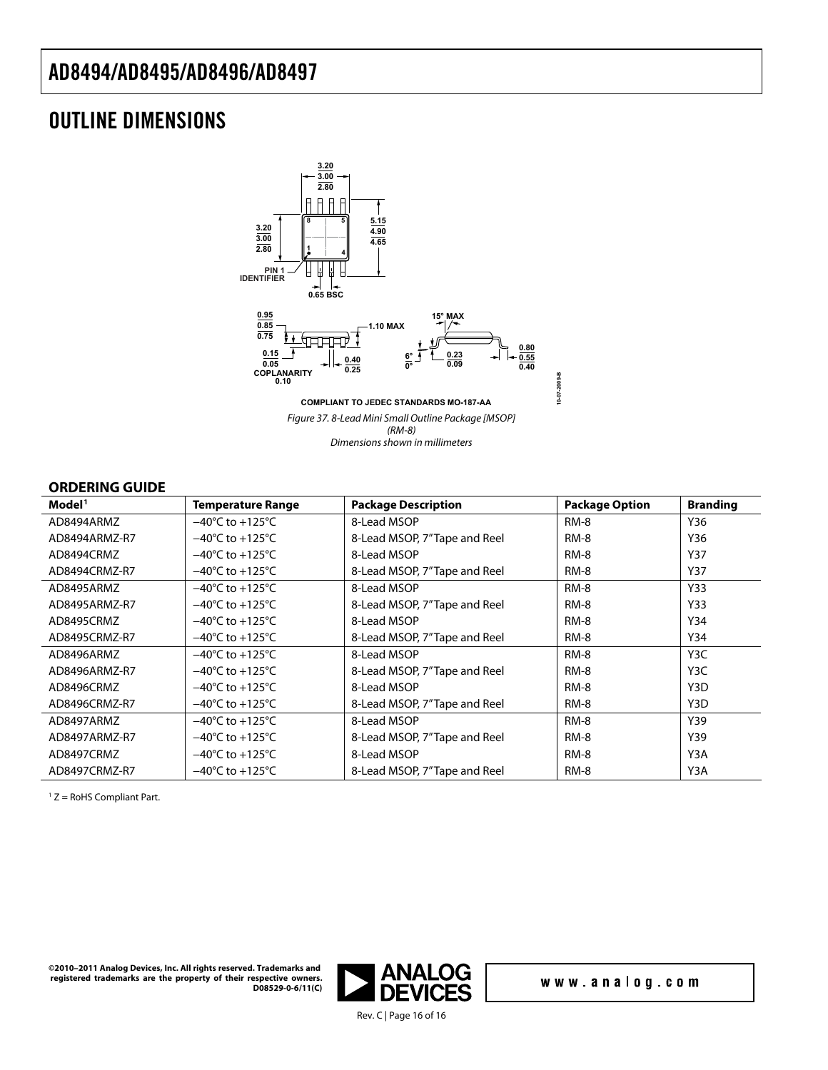## OUTLINE DIMENSIONS

3.20
3.00
2.80

8
5
1
4

3.20
3.00
2.80

5.15
4.90
4.65

PIN 1 IDENTIFIER

0.65 BSC

0.95
0.85
0.75

1.10 MAX

0.15
0.05
COPLANARITY 0.10

0.40
0.25

15° MAX

6°
0°

0.23
0.09

0.80
0.55
0.40

10-07-2009-B

COMPLIANT TO JEDEC STANDARDS MO-187-AA

*Figure 37. 8-Lead Mini Small Outline Package [MSOP] (RM-8) Dimensions shown in millimeters*

### ORDERING GUIDE

| Model[1] | Temperature Range | Package Description | Package Option | Branding |
|---|---|---|---|---|
| AD8494ARMZ | −40°C to +125°C | 8-Lead MSOP | RM-8 | Y36 |
| AD8494ARMZ-R7 | −40°C to +125°C | 8-Lead MSOP, 7" Tape and Reel | RM-8 | Y36 |
| AD8494CRMZ | −40°C to +125°C | 8-Lead MSOP | RM-8 | Y37 |
| AD8494CRMZ-R7 | −40°C to +125°C | 8-Lead MSOP, 7" Tape and Reel | RM-8 | Y37 |
| AD8495ARMZ | −40°C to +125°C | 8-Lead MSOP | RM-8 | Y33 |
| AD8495ARMZ-R7 | −40°C to +125°C | 8-Lead MSOP, 7" Tape and Reel | RM-8 | Y33 |
| AD8495CRMZ | −40°C to +125°C | 8-Lead MSOP | RM-8 | Y34 |
| AD8495CRMZ-R7 | −40°C to +125°C | 8-Lead MSOP, 7" Tape and Reel | RM-8 | Y34 |
| AD8496ARMZ | −40°C to +125°C | 8-Lead MSOP | RM-8 | Y3C |
| AD8496ARMZ-R7 | −40°C to +125°C | 8-Lead MSOP, 7" Tape and Reel | RM-8 | Y3C |
| AD8496CRMZ | −40°C to +125°C | 8-Lead MSOP | RM-8 | Y3D |
| AD8496CRMZ-R7 | −40°C to +125°C | 8-Lead MSOP, 7" Tape and Reel | RM-8 | Y3D |
| AD8497ARMZ | −40°C to +125°C | 8-Lead MSOP | RM-8 | Y39 |
| AD8497ARMZ-R7 | −40°C to +125°C | 8-Lead MSOP, 7" Tape and Reel | RM-8 | Y39 |
| AD8497CRMZ | −40°C to +125°C | 8-Lead MSOP | RM-8 | Y3A |
| AD8497CRMZ-R7 | −40°C to +125°C | 8-Lead MSOP, 7" Tape and Reel | RM-8 | Y3A |

[1] Z = RoHS Compliant Part.

**©2010–2011 Analog Devices, Inc. All rights reserved. Trademarks and registered trademarks are the property of their respective owners. D08529-0-6/11(C)**